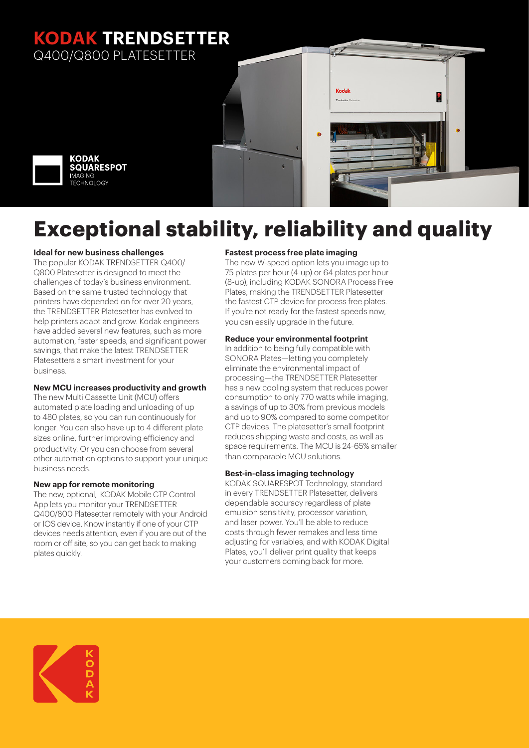# KODAK TRENDSETTER
Q400/Q800 PLATESETTER

KODAK SQUARESPOT IMAGING TECHNOLOGY

# Exceptional stability, reliability and quality

### Ideal for new business challenges

The popular KODAK TRENDSETTER Q400/Q800 Platesetter is designed to meet the challenges of today's business environment. Based on the same trusted technology that printers have depended on for over 20 years, the TRENDSETTER Platesetter has evolved to help printers adapt and grow. Kodak engineers have added several new features, such as more automation, faster speeds, and significant power savings, that make the latest TRENDSETTER Platesetters a smart investment for your business.

### New MCU increases productivity and growth

The new Multi Cassette Unit (MCU) offers automated plate loading and unloading of up to 480 plates, so you can run continuously for longer. You can also have up to 4 different plate sizes online, further improving efficiency and productivity. Or you can choose from several other automation options to support your unique business needs.

### New app for remote monitoring

The new, optional, KODAK Mobile CTP Control App lets you monitor your TRENDSETTER Q400/800 Platesetter remotely with your Android or IOS device. Know instantly if one of your CTP devices needs attention, even if you are out of the room or off site, so you can get back to making plates quickly.

### Fastest process free plate imaging

The new W-speed option lets you image up to 75 plates per hour (4-up) or 64 plates per hour (8-up), including KODAK SONORA Process Free Plates, making the TRENDSETTER Platesetter the fastest CTP device for process free plates. If you're not ready for the fastest speeds now, you can easily upgrade in the future.

### Reduce your environmental footprint

In addition to being fully compatible with SONORA Plates—letting you completely eliminate the environmental impact of processing—the TRENDSETTER Platesetter has a new cooling system that reduces power consumption to only 770 watts while imaging, a savings of up to 30% from previous models and up to 90% compared to some competitor CTP devices. The platesetter's small footprint reduces shipping waste and costs, as well as space requirements. The MCU is 24-65% smaller than comparable MCU solutions.

### Best-in-class imaging technology

KODAK SQUARESPOT Technology, standard in every TRENDSETTER Platesetter, delivers dependable accuracy regardless of plate emulsion sensitivity, processor variation, and laser power. You'll be able to reduce costs through fewer remakes and less time adjusting for variables, and with KODAK Digital Plates, you'll deliver print quality that keeps your customers coming back for more.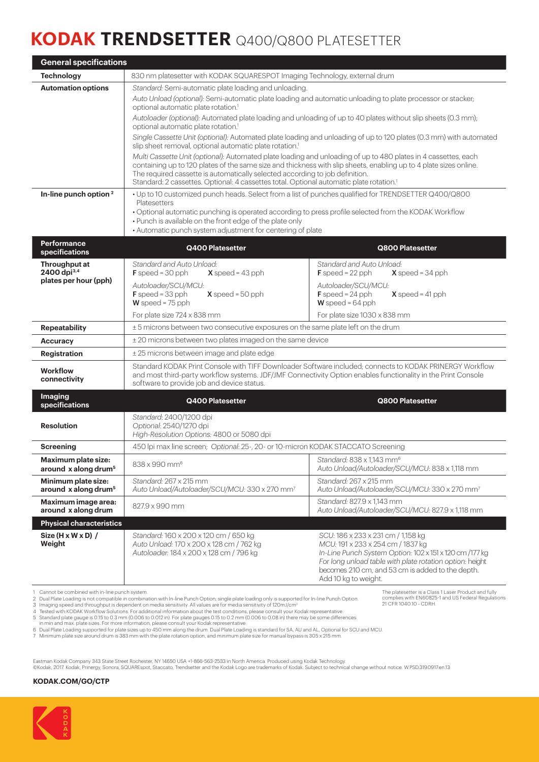# KODAK TRENDSETTER Q400/Q800 PLATESETTER

| General specifications | | |
|---|---|---|
| **Technology** | 830 nm platesetter with KODAK SQUARESPOT Imaging Technology, external drum | |
| **Automation options** | *Standard:* Semi-automatic plate loading and unloading.<br>*Auto Unload (optional):* Semi-automatic plate loading and automatic unloading to plate processor or stacker; optional automatic plate rotation.[1]<br>*Autoloader (optional):* Automated plate loading and unloading of up to 40 plates without slip sheets (0.3 mm); optional automatic plate rotation.[1]<br>*Single Cassette Unit (optional):* Automated plate loading and unloading of up to 120 plates (0.3 mm) with automated slip sheet removal, optional automatic plate rotation.[1]<br>*Multi Cassette Unit (optional):* Automated plate loading and unloading of up to 480 plates in 4 cassettes, each containing up to 120 plates of the same size and thickness with slip sheets, enabling up to 4 plate sizes online. The required cassette is automatically selected according to job definition. Standard: 2 cassettes. Optional: 4 cassettes total. Optional automatic plate rotation.[1] | |
| **In-line punch option [2]** | • Up to 10 customized punch heads. Select from a list of punches qualified for TRENDSETTER Q400/Q800 Platesetters<br>• Optional automatic punching is operated according to press profile selected from the KODAK Workflow<br>• Punch is available on the front edge of the plate only<br>• Automatic punch system adjustment for centering of plate | |
| **Performance specifications** | **Q400 Platesetter** | **Q800 Platesetter** |
| **Throughput at 2400 dpi[3,4] plates per hour (pph)** | *Standard and Auto Unload:*<br>**F** speed = 30 pph **X** speed = 43 pph<br>*Autoloader/SCU/MCU:*<br>**F** speed = 33 pph **X** speed = 50 pph<br>**W** speed = 75 pph<br>For plate size 724 x 838 mm | *Standard and Auto Unload:*<br>**F** speed = 22 pph **X** speed = 34 pph<br>*Autoloader/SCU/MCU:*<br>**F** speed = 24 pph **X** speed = 41 pph<br>**W** speed = 64 pph<br>For plate size 1030 x 838 mm |
| **Repeatability** | ± 5 microns between two consecutive exposures on the same plate left on the drum | |
| **Accuracy** | ± 20 microns between two plates imaged on the same device | |
| **Registration** | ± 25 microns between image and plate edge | |
| **Workflow connectivity** | Standard KODAK Print Console with TIFF Downloader Software included; connects to KODAK PRINERGY Workflow and most third-party workflow systems. JDF/JMF Connectivity Option enables functionality in the Print Console software to provide job and device status. | |
| **Imaging specifications** | **Q400 Platesetter** | **Q800 Platesetter** |
| **Resolution** | *Standard:* 2400/1200 dpi<br>*Optional:* 2540/1270 dpi<br>*High-Resolution Options:* 4800 or 5080 dpi | |
| **Screening** | 450 lpi max line screen; *Optional:* 25-, 20- or 10-micron KODAK STACCATO Screening | |
| **Maximum plate size: around x along drum[5]** | 838 x 990 mm[6] | *Standard:* 838 x 1,143 mm[6]<br>*Auto Unload/Autoloader/SCU/MCU:* 838 x 1,118 mm |
| **Minimum plate size: around x along drum[5]** | *Standard:* 267 x 215 mm<br>*Auto Unload/Autoloader/SCU/MCU:* 330 x 270 mm[7] | *Standard:* 267 x 215 mm<br>*Auto Unload/Autoloader/SCU/MCU:* 330 x 270 mm[7] |
| **Maximum image area: around x along drum** | 827.9 x 990 mm | *Standard:* 827.9 x 1,143 mm<br>*Auto Unload/Autoloader/SCU/MCU:* 827.9 x 1,118 mm |
| **Physical characteristics** | | |
| **Size (H x W x D) / Weight** | *Standard:* 160 x 200 x 120 cm / 650 kg<br>*Auto Unload:* 170 x 200 x 128 cm / 762 kg<br>*Autoloader:* 184 x 200 x 128 cm / 796 kg | *SCU:* 186 x 233 x 231 cm / 1,158 kg<br>*MCU:* 191 x 233 x 254 cm / 1837 kg<br>*In-Line Punch System Option:* 102 x 151 x 120 cm /177 kg<br>*For long unload table with plate rotation option:* height becomes 210 cm, and 53 cm is added to the depth. Add 10 kg to weight. |

1 Cannot be combined with in-line punch system.
2 Dual Plate Loading is not compatible in combination with In-line Punch Option; single plate loading only is supported for In-line Punch Option.
3 Imaging speed and throughput is dependent on media sensitivity. All values are for media sensitivity of 120mJ/cm²
4 Tested with KODAK Workflow Solutions. For additional information about the test conditions, please consult your Kodak representative.
5 Standard plate gauge is 0.15 to 0.3 mm (0.006 to 0.012 in). For plate gauges 0.15 to 0.2 mm (0.006 to 0.08 in) there may be some differences in min and max. plate sizes. For more information, please consult your Kodak representative.
6 Dual Plate Loading supported for plate sizes up to 450 mm along the drum. Dual Plate Loading is standard for SA, AU and AL, Optional for SCU and MCU.
7 Minimum plate size around drum is 383 mm with the plate rotation option, and minimum plate size for manual bypass is 305 x 215 mm.

The platesetter is a Class 1 Laser Product and fully complies with EN60825-1 and US Federal Regulations 21 CFR 1040.10 - CDRH.

Eastman Kodak Company 343 State Street Rochester, NY 14650 USA +1-866-563-2533 in North America. Produced using Kodak Technology.
©Kodak, 2017. Kodak, Prinergy, Sonora, SQUAREspot, Staccato, Trendsetter and the Kodak Logo are trademarks of Kodak. Subject to technical change without notice. W.PSD.319.0917.en.13

**KODAK.COM/GO/CTP**